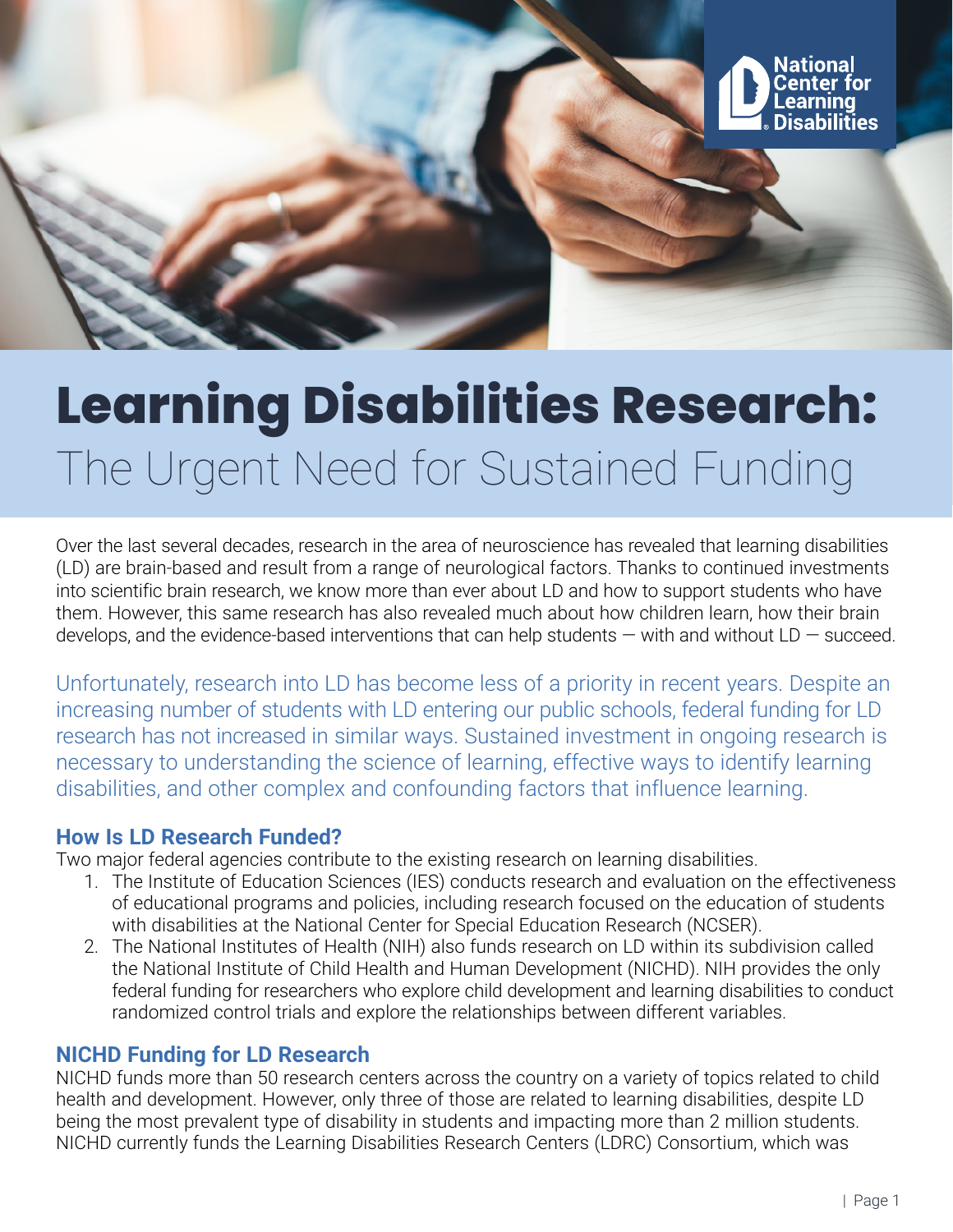# Learning Disabilities Research: The Urgent Need for Sustained Funding

Over the last several decades, research in the area of neuroscience has revealed that learning disabilities (LD) are brain-based and result from a range of neurological factors. Thanks to continued investments into scientific brain research, we know more than ever about LD and how to support students who have them. However, this same research has also revealed much about how children learn, how their brain develops, and the evidence-based interventions that can help students — with and without LD — succeed.

Unfortunately, research into LD has become less of a priority in recent years. Despite an increasing number of students with LD entering our public schools, federal funding for LD research has not increased in similar ways. Sustained investment in ongoing research is necessary to understanding the science of learning, effective ways to identify learning disabilities, and other complex and confounding factors that influence learning.

## How Is LD Research Funded?

Two major federal agencies contribute to the existing research on learning disabilities.

1. The Institute of Education Sciences (IES) conducts research and evaluation on the effectiveness of educational programs and policies, including research focused on the education of students with disabilities at the National Center for Special Education Research (NCSER).
2. The National Institutes of Health (NIH) also funds research on LD within its subdivision called the National Institute of Child Health and Human Development (NICHD). NIH provides the only federal funding for researchers who explore child development and learning disabilities to conduct randomized control trials and explore the relationships between different variables.

## NICHD Funding for LD Research

NICHD funds more than 50 research centers across the country on a variety of topics related to child health and development. However, only three of those are related to learning disabilities, despite LD being the most prevalent type of disability in students and impacting more than 2 million students. NICHD currently funds the Learning Disabilities Research Centers (LDRC) Consortium, which was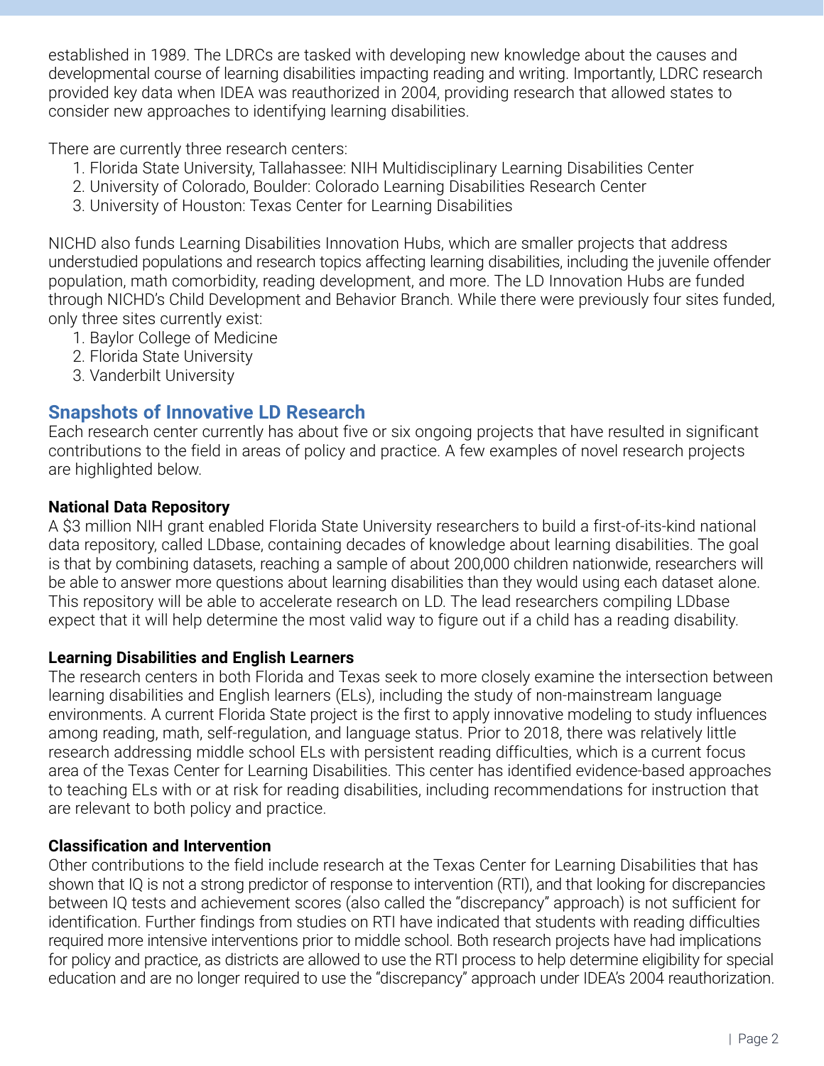established in 1989. The LDRCs are tasked with developing new knowledge about the causes and developmental course of learning disabilities impacting reading and writing. Importantly, LDRC research provided key data when IDEA was reauthorized in 2004, providing research that allowed states to consider new approaches to identifying learning disabilities.

There are currently three research centers:

1. Florida State University, Tallahassee: NIH Multidisciplinary Learning Disabilities Center
2. University of Colorado, Boulder: Colorado Learning Disabilities Research Center
3. University of Houston: Texas Center for Learning Disabilities

NICHD also funds Learning Disabilities Innovation Hubs, which are smaller projects that address understudied populations and research topics affecting learning disabilities, including the juvenile offender population, math comorbidity, reading development, and more. The LD Innovation Hubs are funded through NICHD's Child Development and Behavior Branch. While there were previously four sites funded, only three sites currently exist:

1. Baylor College of Medicine
2. Florida State University
3. Vanderbilt University

## Snapshots of Innovative LD Research

Each research center currently has about five or six ongoing projects that have resulted in significant contributions to the field in areas of policy and practice. A few examples of novel research projects are highlighted below.

**National Data Repository**

A $3 million NIH grant enabled Florida State University researchers to build a first-of-its-kind national data repository, called LDbase, containing decades of knowledge about learning disabilities. The goal is that by combining datasets, reaching a sample of about 200,000 children nationwide, researchers will be able to answer more questions about learning disabilities than they would using each dataset alone. This repository will be able to accelerate research on LD. The lead researchers compiling LDbase expect that it will help determine the most valid way to figure out if a child has a reading disability.

**Learning Disabilities and English Learners**

The research centers in both Florida and Texas seek to more closely examine the intersection between learning disabilities and English learners (ELs), including the study of non-mainstream language environments. A current Florida State project is the first to apply innovative modeling to study influences among reading, math, self-regulation, and language status. Prior to 2018, there was relatively little research addressing middle school ELs with persistent reading difficulties, which is a current focus area of the Texas Center for Learning Disabilities. This center has identified evidence-based approaches to teaching ELs with or at risk for reading disabilities, including recommendations for instruction that are relevant to both policy and practice.

**Classification and Intervention**

Other contributions to the field include research at the Texas Center for Learning Disabilities that has shown that IQ is not a strong predictor of response to intervention (RTI), and that looking for discrepancies between IQ tests and achievement scores (also called the "discrepancy" approach) is not sufficient for identification. Further findings from studies on RTI have indicated that students with reading difficulties required more intensive interventions prior to middle school. Both research projects have had implications for policy and practice, as districts are allowed to use the RTI process to help determine eligibility for special education and are no longer required to use the "discrepancy" approach under IDEA's 2004 reauthorization.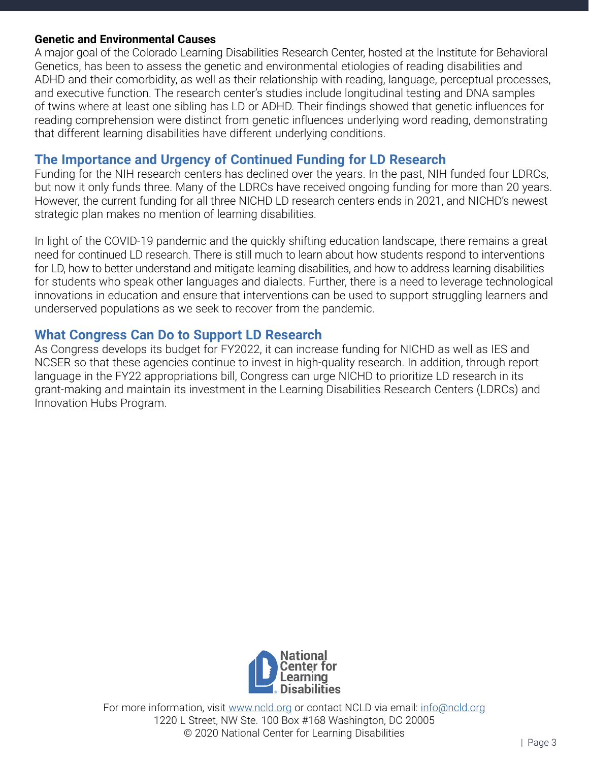### Genetic and Environmental Causes

A major goal of the Colorado Learning Disabilities Research Center, hosted at the Institute for Behavioral Genetics, has been to assess the genetic and environmental etiologies of reading disabilities and ADHD and their comorbidity, as well as their relationship with reading, language, perceptual processes, and executive function. The research center's studies include longitudinal testing and DNA samples of twins where at least one sibling has LD or ADHD. Their findings showed that genetic influences for reading comprehension were distinct from genetic influences underlying word reading, demonstrating that different learning disabilities have different underlying conditions.

## The Importance and Urgency of Continued Funding for LD Research

Funding for the NIH research centers has declined over the years. In the past, NIH funded four LDRCs, but now it only funds three. Many of the LDRCs have received ongoing funding for more than 20 years. However, the current funding for all three NICHD LD research centers ends in 2021, and NICHD's newest strategic plan makes no mention of learning disabilities.

In light of the COVID-19 pandemic and the quickly shifting education landscape, there remains a great need for continued LD research. There is still much to learn about how students respond to interventions for LD, how to better understand and mitigate learning disabilities, and how to address learning disabilities for students who speak other languages and dialects. Further, there is a need to leverage technological innovations in education and ensure that interventions can be used to support struggling learners and underserved populations as we seek to recover from the pandemic.

## What Congress Can Do to Support LD Research

As Congress develops its budget for FY2022, it can increase funding for NICHD as well as IES and NCSER so that these agencies continue to invest in high-quality research. In addition, through report language in the FY22 appropriations bill, Congress can urge NICHD to prioritize LD research in its grant-making and maintain its investment in the Learning Disabilities Research Centers (LDRCs) and Innovation Hubs Program.

National Center for Learning Disabilities

For more information, visit www.ncld.org or contact NCLD via email: info@ncld.org
1220 L Street, NW Ste. 100 Box #168 Washington, DC 20005
© 2020 National Center for Learning Disabilities